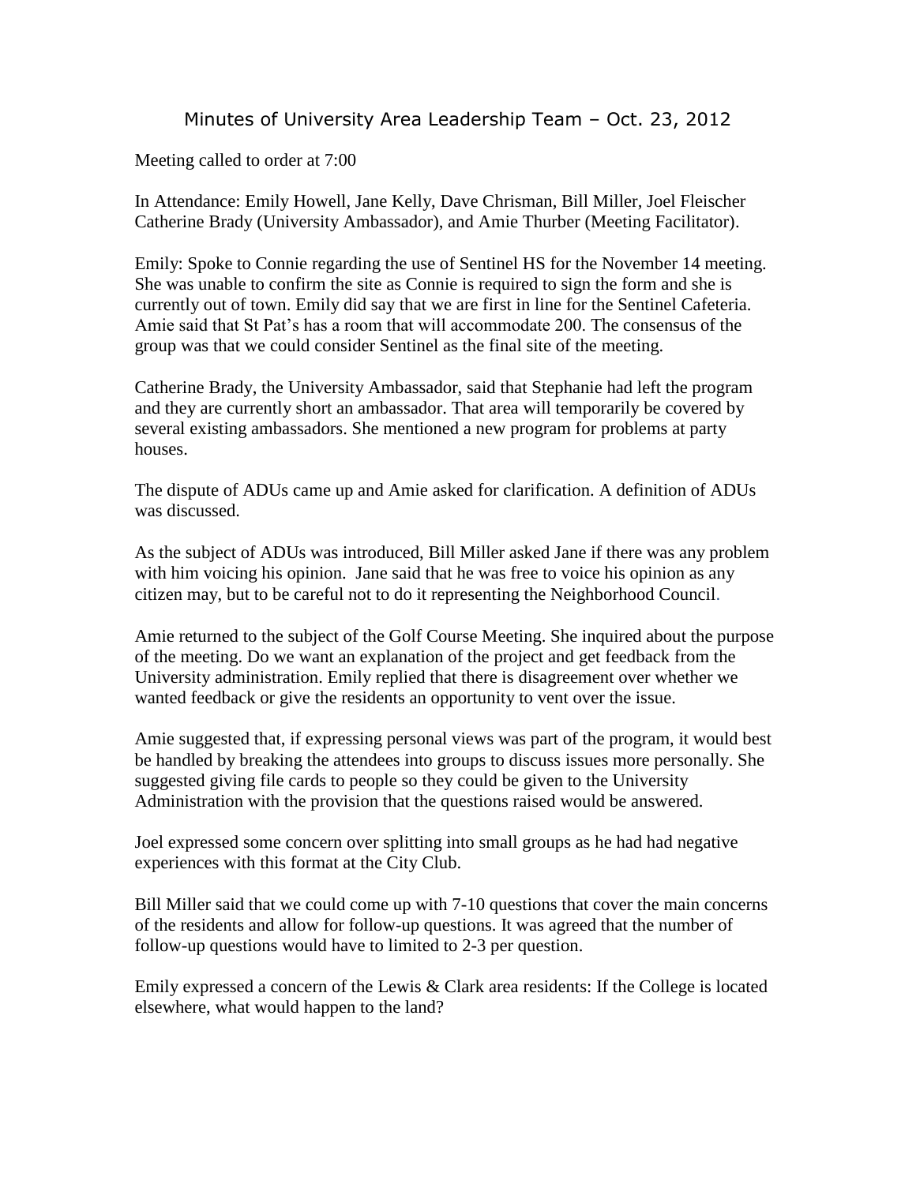# Minutes of University Area Leadership Team – Oct. 23, 2012

Meeting called to order at 7:00

In Attendance: Emily Howell, Jane Kelly, Dave Chrisman, Bill Miller, Joel Fleischer Catherine Brady (University Ambassador), and Amie Thurber (Meeting Facilitator).

Emily: Spoke to Connie regarding the use of Sentinel HS for the November 14 meeting. She was unable to confirm the site as Connie is required to sign the form and she is currently out of town. Emily did say that we are first in line for the Sentinel Cafeteria. Amie said that St Pat's has a room that will accommodate 200. The consensus of the group was that we could consider Sentinel as the final site of the meeting.

Catherine Brady, the University Ambassador, said that Stephanie had left the program and they are currently short an ambassador. That area will temporarily be covered by several existing ambassadors. She mentioned a new program for problems at party houses.

The dispute of ADUs came up and Amie asked for clarification. A definition of ADUs was discussed.

As the subject of ADUs was introduced, Bill Miller asked Jane if there was any problem with him voicing his opinion. Jane said that he was free to voice his opinion as any citizen may, but to be careful not to do it representing the Neighborhood Council.

Amie returned to the subject of the Golf Course Meeting. She inquired about the purpose of the meeting. Do we want an explanation of the project and get feedback from the University administration. Emily replied that there is disagreement over whether we wanted feedback or give the residents an opportunity to vent over the issue.

Amie suggested that, if expressing personal views was part of the program, it would best be handled by breaking the attendees into groups to discuss issues more personally. She suggested giving file cards to people so they could be given to the University Administration with the provision that the questions raised would be answered.

Joel expressed some concern over splitting into small groups as he had had negative experiences with this format at the City Club.

Bill Miller said that we could come up with 7-10 questions that cover the main concerns of the residents and allow for follow-up questions. It was agreed that the number of follow-up questions would have to limited to 2-3 per question.

Emily expressed a concern of the Lewis & Clark area residents: If the College is located elsewhere, what would happen to the land?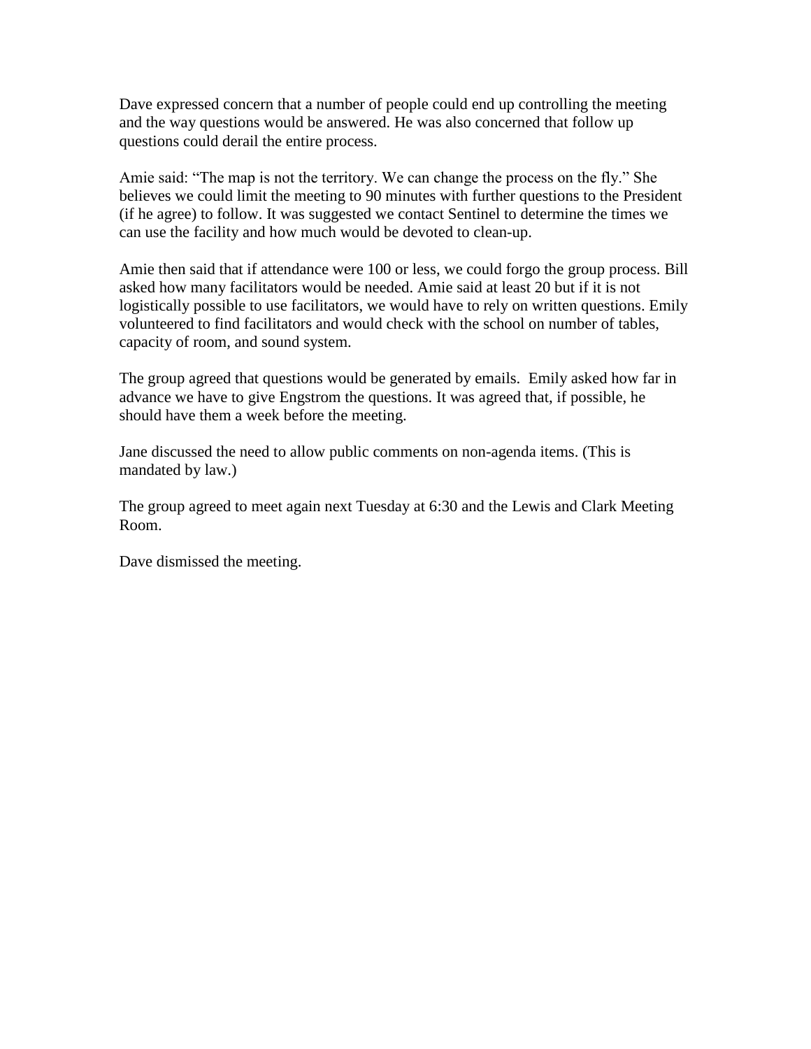Dave expressed concern that a number of people could end up controlling the meeting and the way questions would be answered. He was also concerned that follow up questions could derail the entire process.

Amie said: "The map is not the territory. We can change the process on the fly." She believes we could limit the meeting to 90 minutes with further questions to the President (if he agree) to follow. It was suggested we contact Sentinel to determine the times we can use the facility and how much would be devoted to clean-up.

Amie then said that if attendance were 100 or less, we could forgo the group process. Bill asked how many facilitators would be needed. Amie said at least 20 but if it is not logistically possible to use facilitators, we would have to rely on written questions. Emily volunteered to find facilitators and would check with the school on number of tables, capacity of room, and sound system.

The group agreed that questions would be generated by emails. Emily asked how far in advance we have to give Engstrom the questions. It was agreed that, if possible, he should have them a week before the meeting.

Jane discussed the need to allow public comments on non-agenda items. (This is mandated by law.)

The group agreed to meet again next Tuesday at 6:30 and the Lewis and Clark Meeting Room.

Dave dismissed the meeting.